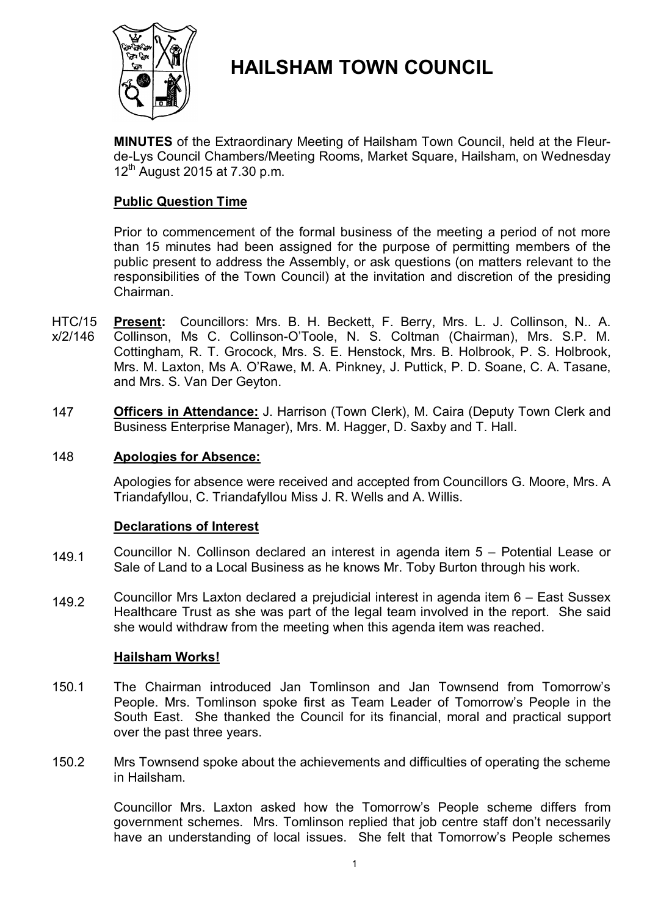# HAILSHAM TOWN COUNCIL

**MINUTES** of the Extraordinary Meeting of Hailsham Town Council, held at the Fleur-de-Lys Council Chambers/Meeting Rooms, Market Square, Hailsham, on Wednesday 12th August 2015 at 7.30 p.m.

## Public Question Time

Prior to commencement of the formal business of the meeting a period of not more than 15 minutes had been assigned for the purpose of permitting members of the public present to address the Assembly, or ask questions (on matters relevant to the responsibilities of the Town Council) at the invitation and discretion of the presiding Chairman.

HTC/15 x/2/146 **Present:** Councillors: Mrs. B. H. Beckett, F. Berry, Mrs. L. J. Collinson, N.. A. Collinson, Ms C. Collinson-O'Toole, N. S. Coltman (Chairman), Mrs. S.P. M. Cottingham, R. T. Grocock, Mrs. S. E. Henstock, Mrs. B. Holbrook, P. S. Holbrook, Mrs. M. Laxton, Ms A. O'Rawe, M. A. Pinkney, J. Puttick, P. D. Soane, C. A. Tasane, and Mrs. S. Van Der Geyton.

147 **Officers in Attendance:** J. Harrison (Town Clerk), M. Caira (Deputy Town Clerk and Business Enterprise Manager), Mrs. M. Hagger, D. Saxby and T. Hall.

148 **Apologies for Absence:**

Apologies for absence were received and accepted from Councillors G. Moore, Mrs. A Triandafyllou, C. Triandafyllou Miss J. R. Wells and A. Willis.

## Declarations of Interest

149.1 Councillor N. Collinson declared an interest in agenda item 5 – Potential Lease or Sale of Land to a Local Business as he knows Mr. Toby Burton through his work.

149.2 Councillor Mrs Laxton declared a prejudicial interest in agenda item 6 – East Sussex Healthcare Trust as she was part of the legal team involved in the report. She said she would withdraw from the meeting when this agenda item was reached.

## Hailsham Works!

150.1 The Chairman introduced Jan Tomlinson and Jan Townsend from Tomorrow's People. Mrs. Tomlinson spoke first as Team Leader of Tomorrow's People in the South East. She thanked the Council for its financial, moral and practical support over the past three years.

150.2 Mrs Townsend spoke about the achievements and difficulties of operating the scheme in Hailsham.

Councillor Mrs. Laxton asked how the Tomorrow's People scheme differs from government schemes. Mrs. Tomlinson replied that job centre staff don't necessarily have an understanding of local issues. She felt that Tomorrow's People schemes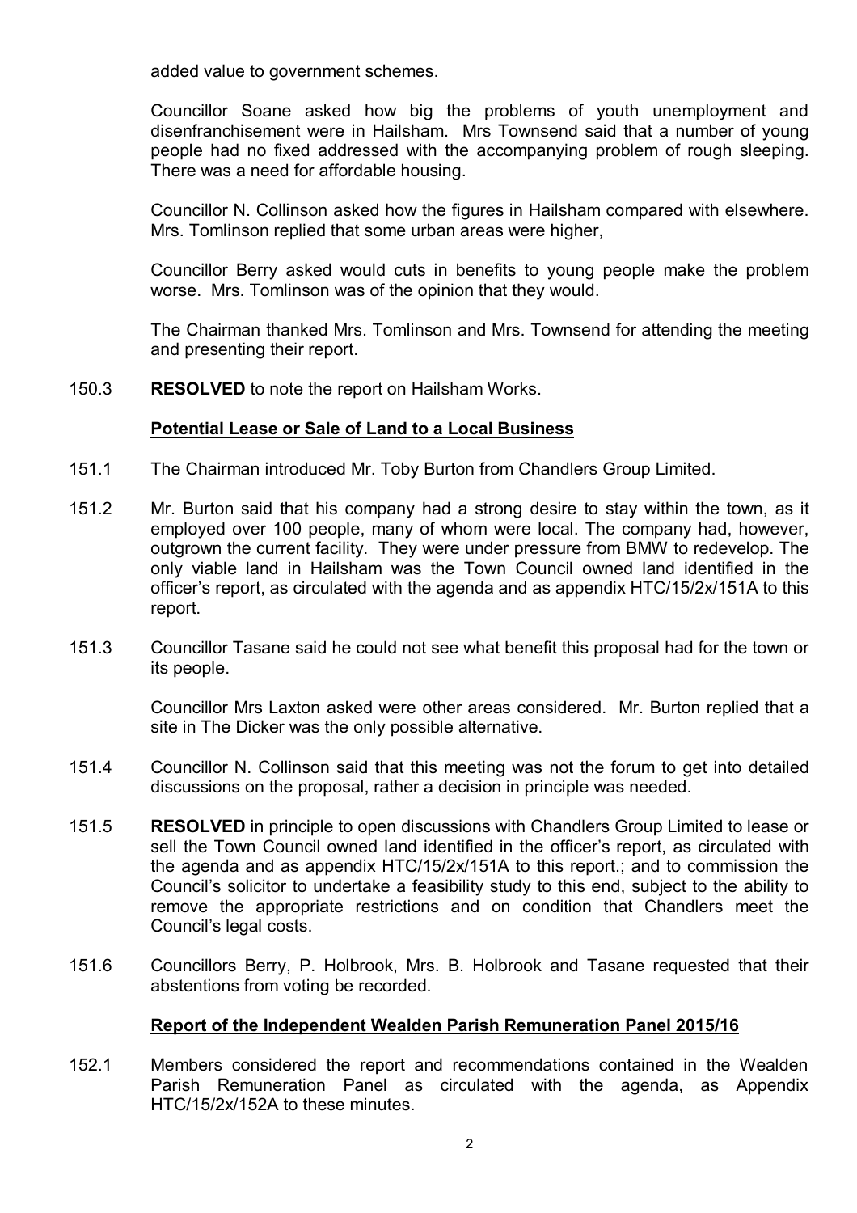added value to government schemes.

Councillor Soane asked how big the problems of youth unemployment and disenfranchisement were in Hailsham. Mrs Townsend said that a number of young people had no fixed addressed with the accompanying problem of rough sleeping. There was a need for affordable housing.

Councillor N. Collinson asked how the figures in Hailsham compared with elsewhere. Mrs. Tomlinson replied that some urban areas were higher,

Councillor Berry asked would cuts in benefits to young people make the problem worse. Mrs. Tomlinson was of the opinion that they would.

The Chairman thanked Mrs. Tomlinson and Mrs. Townsend for attending the meeting and presenting their report.

150.3 **RESOLVED** to note the report on Hailsham Works.

## Potential Lease or Sale of Land to a Local Business

151.1 The Chairman introduced Mr. Toby Burton from Chandlers Group Limited.

151.2 Mr. Burton said that his company had a strong desire to stay within the town, as it employed over 100 people, many of whom were local. The company had, however, outgrown the current facility. They were under pressure from BMW to redevelop. The only viable land in Hailsham was the Town Council owned land identified in the officer's report, as circulated with the agenda and as appendix HTC/15/2x/151A to this report.

151.3 Councillor Tasane said he could not see what benefit this proposal had for the town or its people.

Councillor Mrs Laxton asked were other areas considered. Mr. Burton replied that a site in The Dicker was the only possible alternative.

151.4 Councillor N. Collinson said that this meeting was not the forum to get into detailed discussions on the proposal, rather a decision in principle was needed.

151.5 **RESOLVED** in principle to open discussions with Chandlers Group Limited to lease or sell the Town Council owned land identified in the officer's report, as circulated with the agenda and as appendix HTC/15/2x/151A to this report.; and to commission the Council's solicitor to undertake a feasibility study to this end, subject to the ability to remove the appropriate restrictions and on condition that Chandlers meet the Council's legal costs.

151.6 Councillors Berry, P. Holbrook, Mrs. B. Holbrook and Tasane requested that their abstentions from voting be recorded.

## Report of the Independent Wealden Parish Remuneration Panel 2015/16

152.1 Members considered the report and recommendations contained in the Wealden Parish Remuneration Panel as circulated with the agenda, as Appendix HTC/15/2x/152A to these minutes.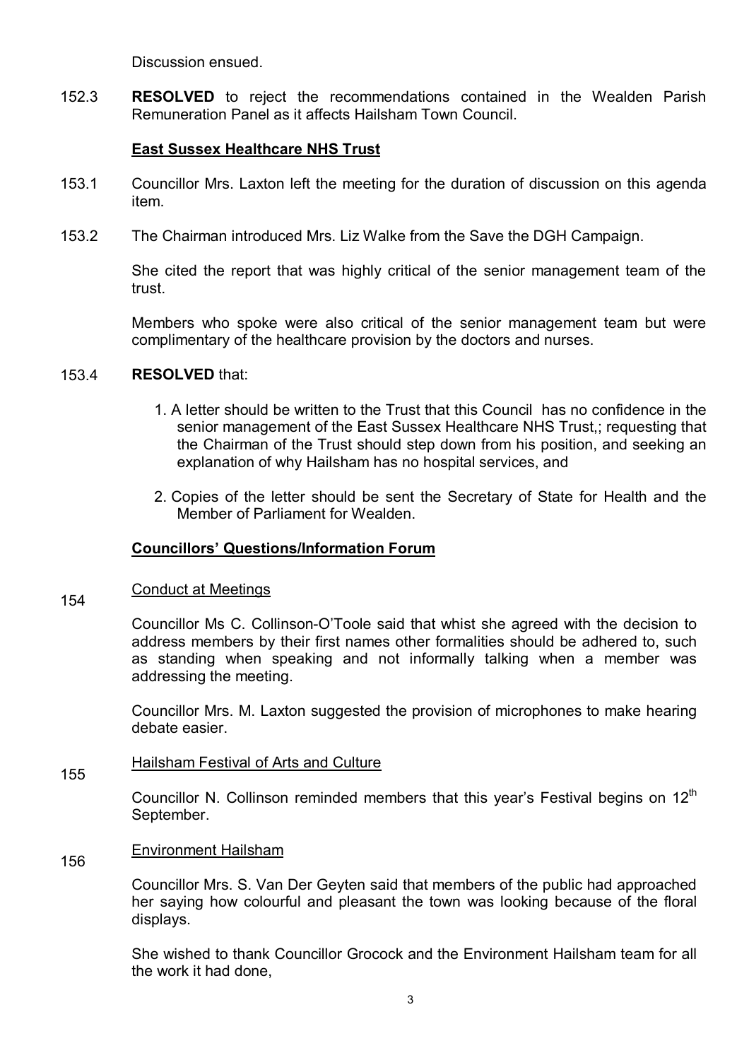Discussion ensued.

152.3 **RESOLVED** to reject the recommendations contained in the Wealden Parish Remuneration Panel as it affects Hailsham Town Council.

**East Sussex Healthcare NHS Trust**

153.1 Councillor Mrs. Laxton left the meeting for the duration of discussion on this agenda item.

153.2 The Chairman introduced Mrs. Liz Walke from the Save the DGH Campaign.

She cited the report that was highly critical of the senior management team of the trust.

Members who spoke were also critical of the senior management team but were complimentary of the healthcare provision by the doctors and nurses.

153.4 **RESOLVED** that:

1. A letter should be written to the Trust that this Council has no confidence in the senior management of the East Sussex Healthcare NHS Trust,; requesting that the Chairman of the Trust should step down from his position, and seeking an explanation of why Hailsham has no hospital services, and
2. Copies of the letter should be sent the Secretary of State for Health and the Member of Parliament for Wealden.

**Councillors' Questions/Information Forum**

154 Conduct at Meetings

Councillor Ms C. Collinson-O'Toole said that whist she agreed with the decision to address members by their first names other formalities should be adhered to, such as standing when speaking and not informally talking when a member was addressing the meeting.

Councillor Mrs. M. Laxton suggested the provision of microphones to make hearing debate easier.

155 Hailsham Festival of Arts and Culture

Councillor N. Collinson reminded members that this year's Festival begins on 12th September.

156 Environment Hailsham

Councillor Mrs. S. Van Der Geyten said that members of the public had approached her saying how colourful and pleasant the town was looking because of the floral displays.

She wished to thank Councillor Grocock and the Environment Hailsham team for all the work it had done,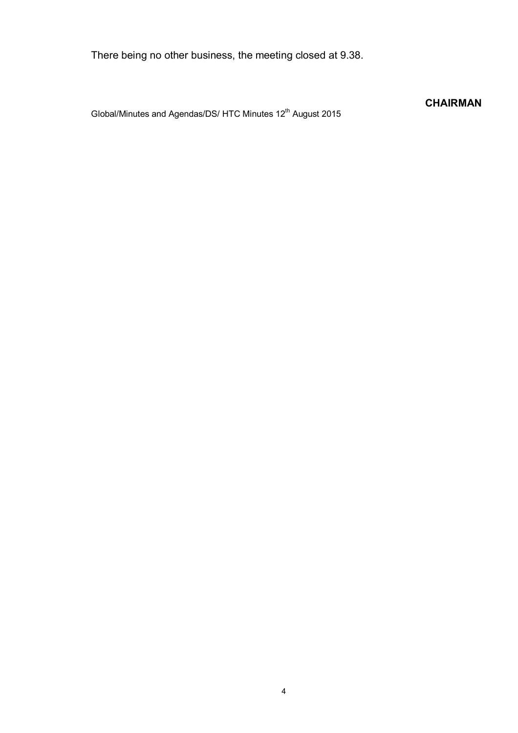There being no other business, the meeting closed at 9.38.

**CHAIRMAN**

Global/Minutes and Agendas/DS/ HTC Minutes 12th August 2015